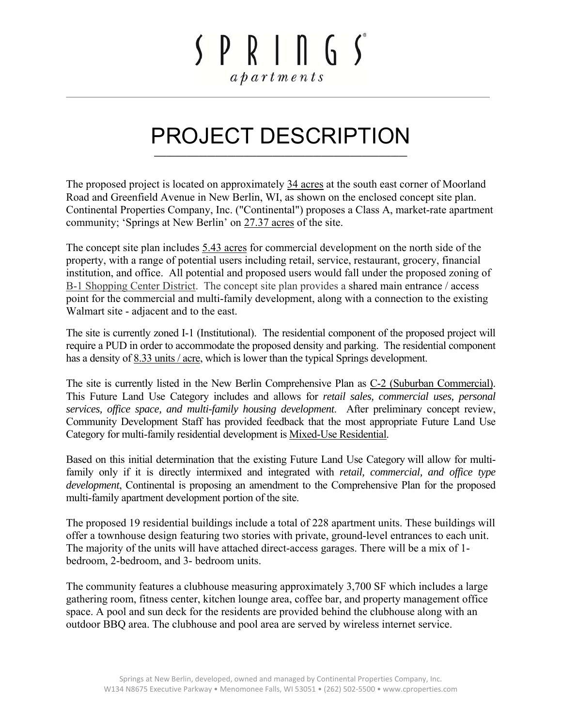SPRINGS®
*apartments*

# PROJECT DESCRIPTION

The proposed project is located on approximately 34 acres at the south east corner of Moorland Road and Greenfield Avenue in New Berlin, WI, as shown on the enclosed concept site plan. Continental Properties Company, Inc. ("Continental") proposes a Class A, market-rate apartment community; 'Springs at New Berlin' on 27.37 acres of the site.

The concept site plan includes 5.43 acres for commercial development on the north side of the property, with a range of potential users including retail, service, restaurant, grocery, financial institution, and office. All potential and proposed users would fall under the proposed zoning of B-1 Shopping Center District. The concept site plan provides a shared main entrance / access point for the commercial and multi-family development, along with a connection to the existing Walmart site - adjacent and to the east.

The site is currently zoned I-1 (Institutional). The residential component of the proposed project will require a PUD in order to accommodate the proposed density and parking. The residential component has a density of 8.33 units / acre, which is lower than the typical Springs development.

The site is currently listed in the New Berlin Comprehensive Plan as C-2 (Suburban Commercial). This Future Land Use Category includes and allows for *retail sales, commercial uses, personal services, office space, and multi-family housing development.* After preliminary concept review, Community Development Staff has provided feedback that the most appropriate Future Land Use Category for multi-family residential development is Mixed-Use Residential.

Based on this initial determination that the existing Future Land Use Category will allow for multi-family only if it is directly intermixed and integrated with *retail, commercial, and office type development*, Continental is proposing an amendment to the Comprehensive Plan for the proposed multi-family apartment development portion of the site.

The proposed 19 residential buildings include a total of 228 apartment units. These buildings will offer a townhouse design featuring two stories with private, ground-level entrances to each unit. The majority of the units will have attached direct-access garages. There will be a mix of 1-bedroom, 2-bedroom, and 3- bedroom units.

The community features a clubhouse measuring approximately 3,700 SF which includes a large gathering room, fitness center, kitchen lounge area, coffee bar, and property management office space. A pool and sun deck for the residents are provided behind the clubhouse along with an outdoor BBQ area. The clubhouse and pool area are served by wireless internet service.

Springs at New Berlin, developed, owned and managed by Continental Properties Company, Inc.
W134 N8675 Executive Parkway • Menomonee Falls, WI 53051 • (262) 502-5500 • www.cproperties.com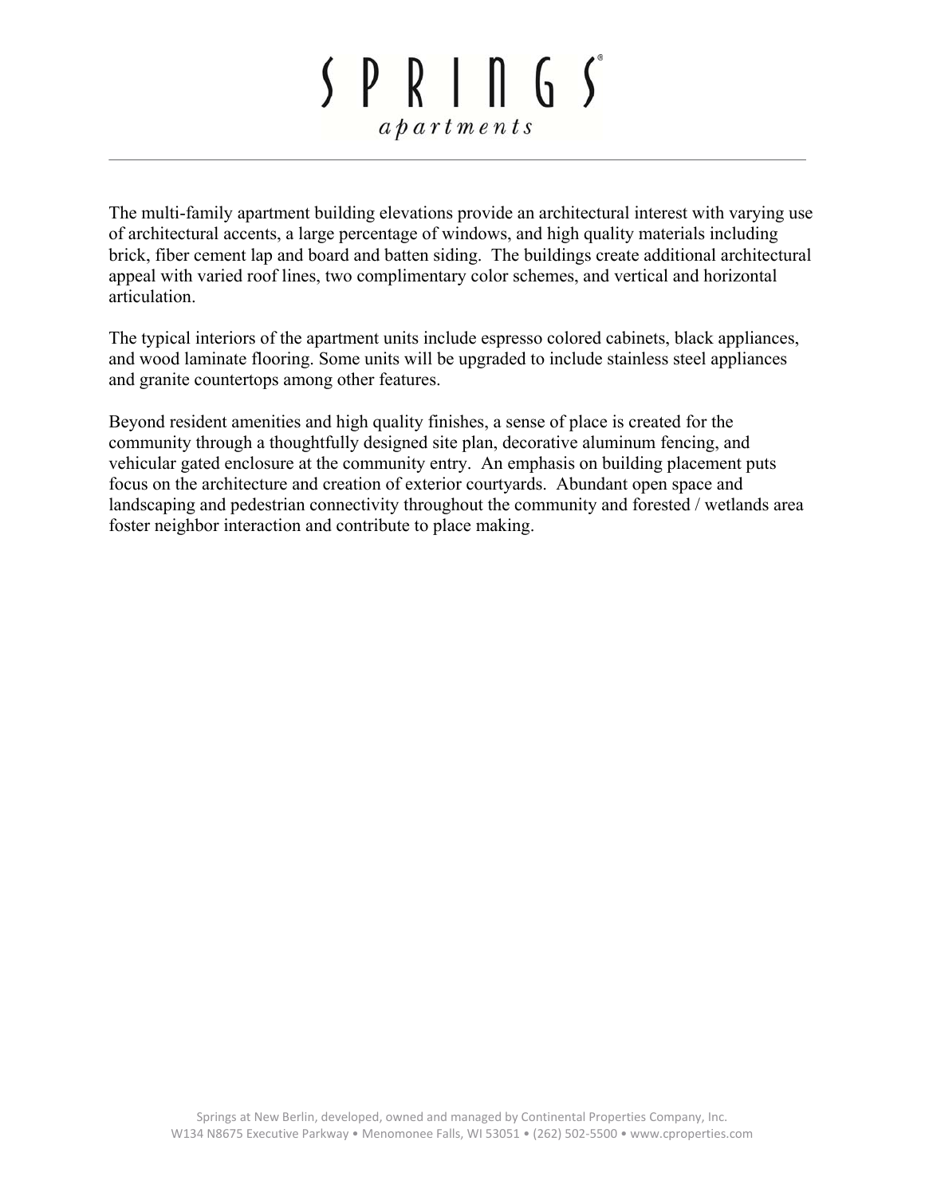# SPRINGS®
*apartments*

---

The multi-family apartment building elevations provide an architectural interest with varying use of architectural accents, a large percentage of windows, and high quality materials including brick, fiber cement lap and board and batten siding. The buildings create additional architectural appeal with varied roof lines, two complimentary color schemes, and vertical and horizontal articulation.

The typical interiors of the apartment units include espresso colored cabinets, black appliances, and wood laminate flooring. Some units will be upgraded to include stainless steel appliances and granite countertops among other features.

Beyond resident amenities and high quality finishes, a sense of place is created for the community through a thoughtfully designed site plan, decorative aluminum fencing, and vehicular gated enclosure at the community entry. An emphasis on building placement puts focus on the architecture and creation of exterior courtyards. Abundant open space and landscaping and pedestrian connectivity throughout the community and forested / wetlands area foster neighbor interaction and contribute to place making.

Springs at New Berlin, developed, owned and managed by Continental Properties Company, Inc.
W134 N8675 Executive Parkway • Menomonee Falls, WI 53051 • (262) 502-5500 • www.cproperties.com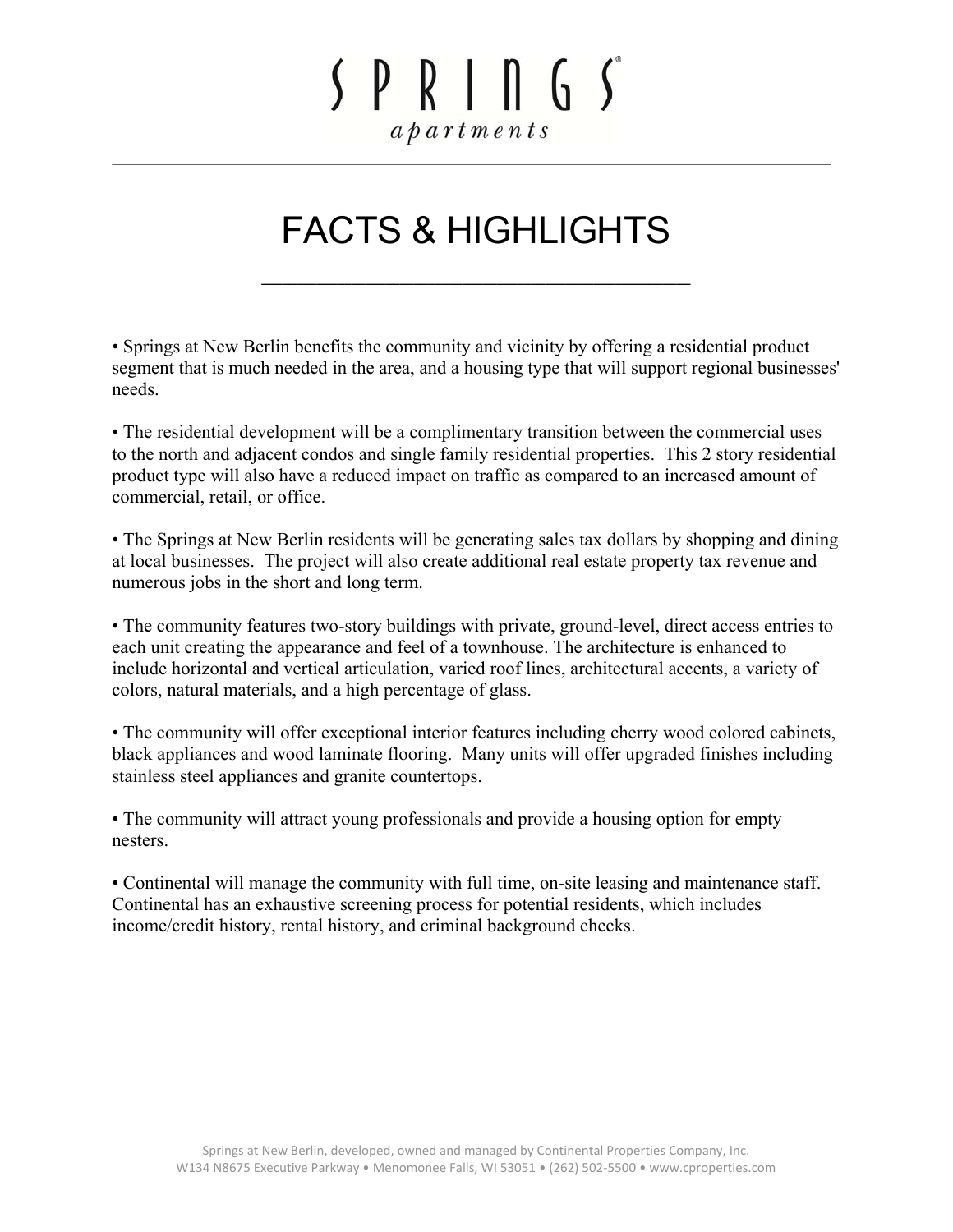# SPRINGS
*apartments*

# FACTS & HIGHLIGHTS

• Springs at New Berlin benefits the community and vicinity by offering a residential product segment that is much needed in the area, and a housing type that will support regional businesses' needs.

• The residential development will be a complimentary transition between the commercial uses to the north and adjacent condos and single family residential properties. This 2 story residential product type will also have a reduced impact on traffic as compared to an increased amount of commercial, retail, or office.

• The Springs at New Berlin residents will be generating sales tax dollars by shopping and dining at local businesses. The project will also create additional real estate property tax revenue and numerous jobs in the short and long term.

• The community features two-story buildings with private, ground-level, direct access entries to each unit creating the appearance and feel of a townhouse. The architecture is enhanced to include horizontal and vertical articulation, varied roof lines, architectural accents, a variety of colors, natural materials, and a high percentage of glass.

• The community will offer exceptional interior features including cherry wood colored cabinets, black appliances and wood laminate flooring. Many units will offer upgraded finishes including stainless steel appliances and granite countertops.

• The community will attract young professionals and provide a housing option for empty nesters.

• Continental will manage the community with full time, on-site leasing and maintenance staff. Continental has an exhaustive screening process for potential residents, which includes income/credit history, rental history, and criminal background checks.

Springs at New Berlin, developed, owned and managed by Continental Properties Company, Inc.
W134 N8675 Executive Parkway • Menomonee Falls, WI 53051 • (262) 502-5500 • www.cproperties.com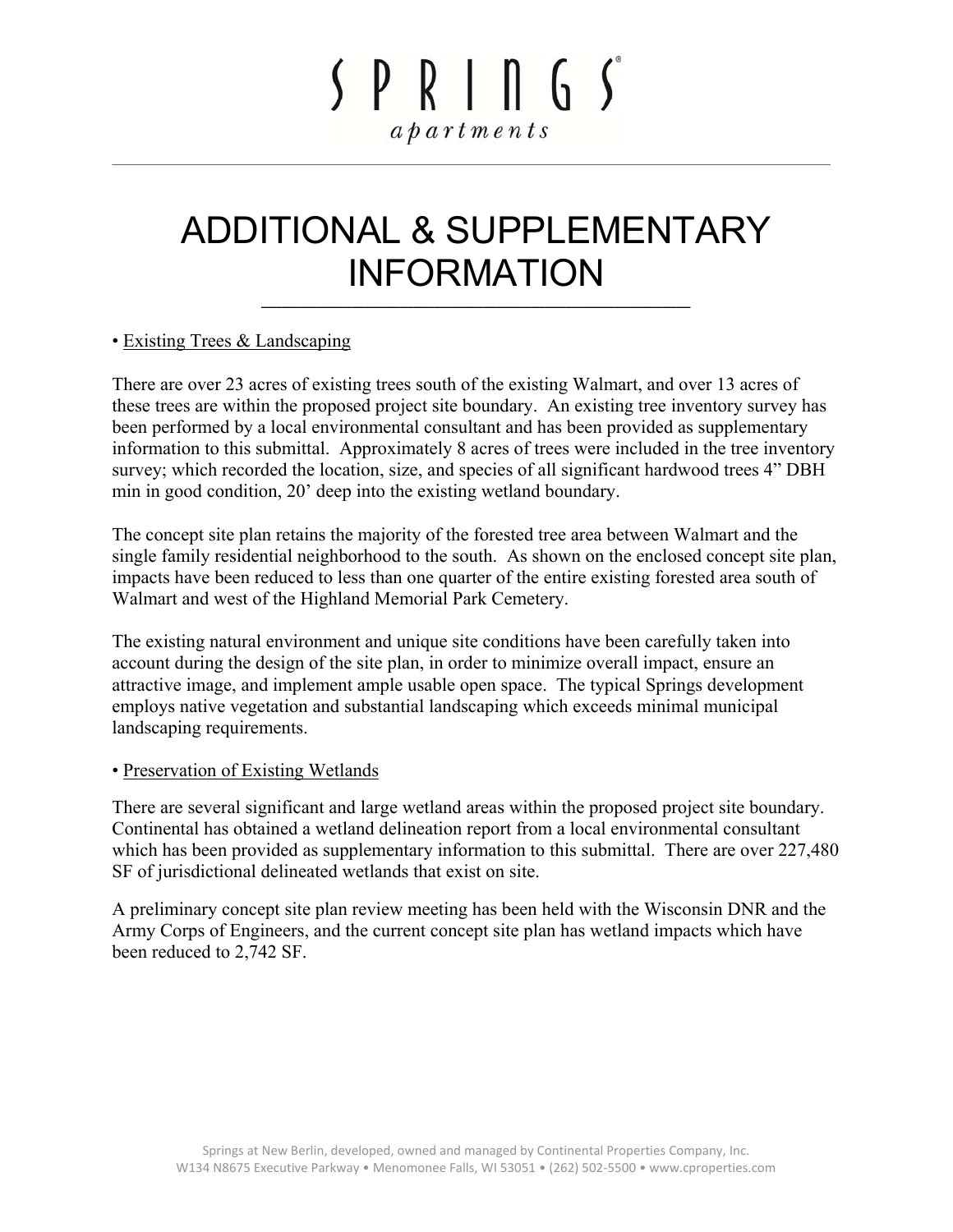# ADDITIONAL & SUPPLEMENTARY INFORMATION

• Existing Trees & Landscaping

There are over 23 acres of existing trees south of the existing Walmart, and over 13 acres of these trees are within the proposed project site boundary. An existing tree inventory survey has been performed by a local environmental consultant and has been provided as supplementary information to this submittal. Approximately 8 acres of trees were included in the tree inventory survey; which recorded the location, size, and species of all significant hardwood trees 4" DBH min in good condition, 20' deep into the existing wetland boundary.

The concept site plan retains the majority of the forested tree area between Walmart and the single family residential neighborhood to the south. As shown on the enclosed concept site plan, impacts have been reduced to less than one quarter of the entire existing forested area south of Walmart and west of the Highland Memorial Park Cemetery.

The existing natural environment and unique site conditions have been carefully taken into account during the design of the site plan, in order to minimize overall impact, ensure an attractive image, and implement ample usable open space. The typical Springs development employs native vegetation and substantial landscaping which exceeds minimal municipal landscaping requirements.

• Preservation of Existing Wetlands

There are several significant and large wetland areas within the proposed project site boundary. Continental has obtained a wetland delineation report from a local environmental consultant which has been provided as supplementary information to this submittal. There are over 227,480 SF of jurisdictional delineated wetlands that exist on site.

A preliminary concept site plan review meeting has been held with the Wisconsin DNR and the Army Corps of Engineers, and the current concept site plan has wetland impacts which have been reduced to 2,742 SF.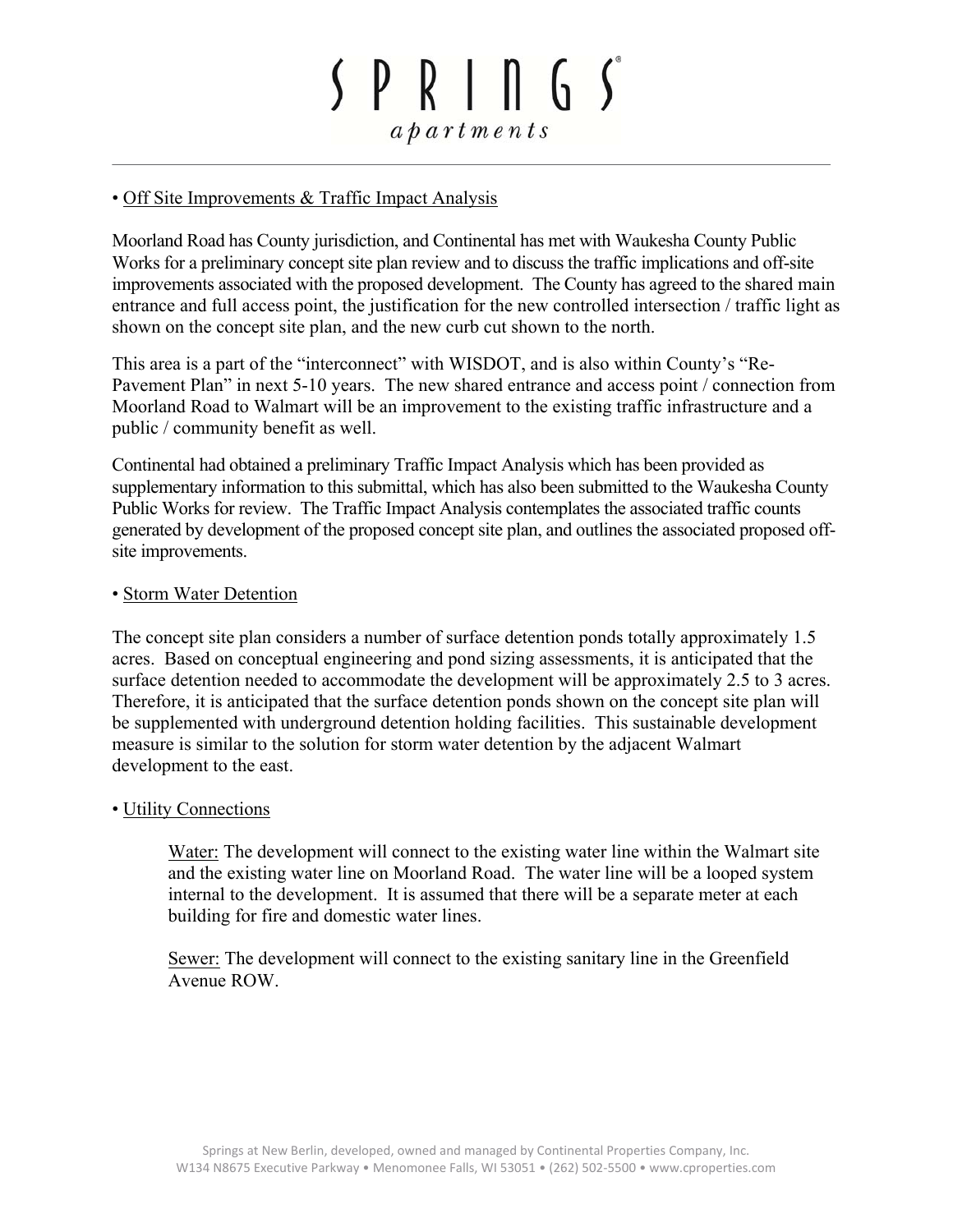• Off Site Improvements & Traffic Impact Analysis

Moorland Road has County jurisdiction, and Continental has met with Waukesha County Public Works for a preliminary concept site plan review and to discuss the traffic implications and off-site improvements associated with the proposed development. The County has agreed to the shared main entrance and full access point, the justification for the new controlled intersection / traffic light as shown on the concept site plan, and the new curb cut shown to the north.

This area is a part of the "interconnect" with WISDOT, and is also within County's "Re-Pavement Plan" in next 5-10 years. The new shared entrance and access point / connection from Moorland Road to Walmart will be an improvement to the existing traffic infrastructure and a public / community benefit as well.

Continental had obtained a preliminary Traffic Impact Analysis which has been provided as supplementary information to this submittal, which has also been submitted to the Waukesha County Public Works for review. The Traffic Impact Analysis contemplates the associated traffic counts generated by development of the proposed concept site plan, and outlines the associated proposed off-site improvements.

• Storm Water Detention

The concept site plan considers a number of surface detention ponds totally approximately 1.5 acres. Based on conceptual engineering and pond sizing assessments, it is anticipated that the surface detention needed to accommodate the development will be approximately 2.5 to 3 acres. Therefore, it is anticipated that the surface detention ponds shown on the concept site plan will be supplemented with underground detention holding facilities. This sustainable development measure is similar to the solution for storm water detention by the adjacent Walmart development to the east.

• Utility Connections

Water: The development will connect to the existing water line within the Walmart site and the existing water line on Moorland Road. The water line will be a looped system internal to the development. It is assumed that there will be a separate meter at each building for fire and domestic water lines.

Sewer: The development will connect to the existing sanitary line in the Greenfield Avenue ROW.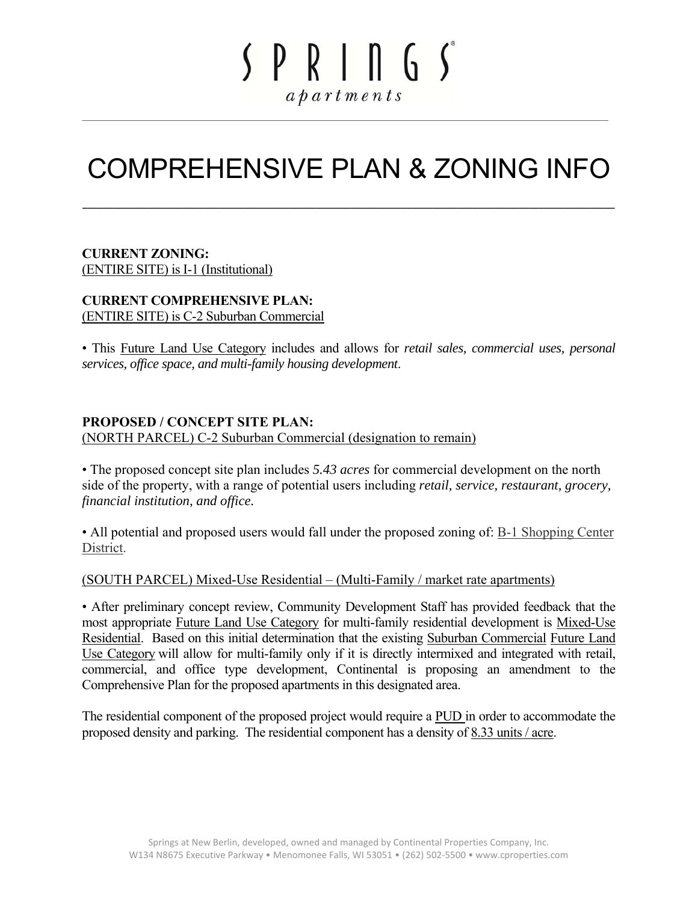SPRINGS
apartments

# COMPREHENSIVE PLAN & ZONING INFO

**CURRENT ZONING:**
(ENTIRE SITE) is I-1 (Institutional)

**CURRENT COMPREHENSIVE PLAN:**
(ENTIRE SITE) is C-2 Suburban Commercial

• This Future Land Use Category includes and allows for *retail sales, commercial uses, personal services, office space, and multi-family housing development*.

**PROPOSED / CONCEPT SITE PLAN:**
(NORTH PARCEL) C-2 Suburban Commercial (designation to remain)

• The proposed concept site plan includes *5.43 acres* for commercial development on the north side of the property, with a range of potential users including *retail, service, restaurant, grocery, financial institution, and office.*

• All potential and proposed users would fall under the proposed zoning of: B-1 Shopping Center District.

(SOUTH PARCEL) Mixed-Use Residential – (Multi-Family / market rate apartments)

• After preliminary concept review, Community Development Staff has provided feedback that the most appropriate Future Land Use Category for multi-family residential development is Mixed-Use Residential. Based on this initial determination that the existing Suburban Commercial Future Land Use Category will allow for multi-family only if it is directly intermixed and integrated with retail, commercial, and office type development, Continental is proposing an amendment to the Comprehensive Plan for the proposed apartments in this designated area.

The residential component of the proposed project would require a PUD in order to accommodate the proposed density and parking. The residential component has a density of 8.33 units / acre.